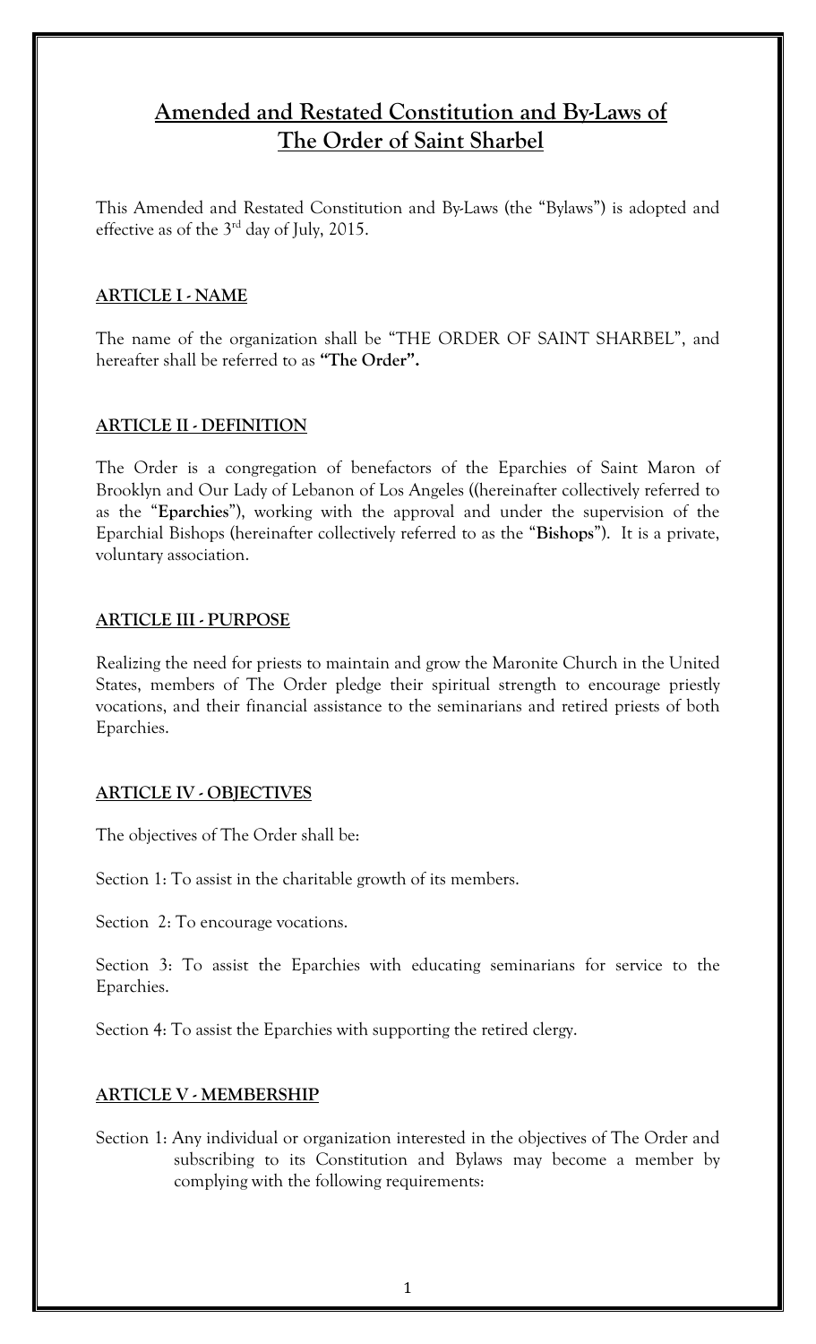# Amended and Restated Constitution and By-Laws of The Order of Saint Sharbel

This Amended and Restated Constitution and By-Laws (the "Bylaws") is adopted and effective as of the 3rd day of July, 2015.

## ARTICLE I - NAME

The name of the organization shall be "THE ORDER OF SAINT SHARBEL", and hereafter shall be referred to as **"The Order".**

## ARTICLE II - DEFINITION

The Order is a congregation of benefactors of the Eparchies of Saint Maron of Brooklyn and Our Lady of Lebanon of Los Angeles ((hereinafter collectively referred to as the "**Eparchies**"), working with the approval and under the supervision of the Eparchial Bishops (hereinafter collectively referred to as the "**Bishops**"). It is a private, voluntary association.

## ARTICLE III - PURPOSE

Realizing the need for priests to maintain and grow the Maronite Church in the United States, members of The Order pledge their spiritual strength to encourage priestly vocations, and their financial assistance to the seminarians and retired priests of both Eparchies.

## ARTICLE IV - OBJECTIVES

The objectives of The Order shall be:

Section 1: To assist in the charitable growth of its members.

Section 2: To encourage vocations.

Section 3: To assist the Eparchies with educating seminarians for service to the Eparchies.

Section 4: To assist the Eparchies with supporting the retired clergy.

## ARTICLE V - MEMBERSHIP

Section 1: Any individual or organization interested in the objectives of The Order and subscribing to its Constitution and Bylaws may become a member by complying with the following requirements: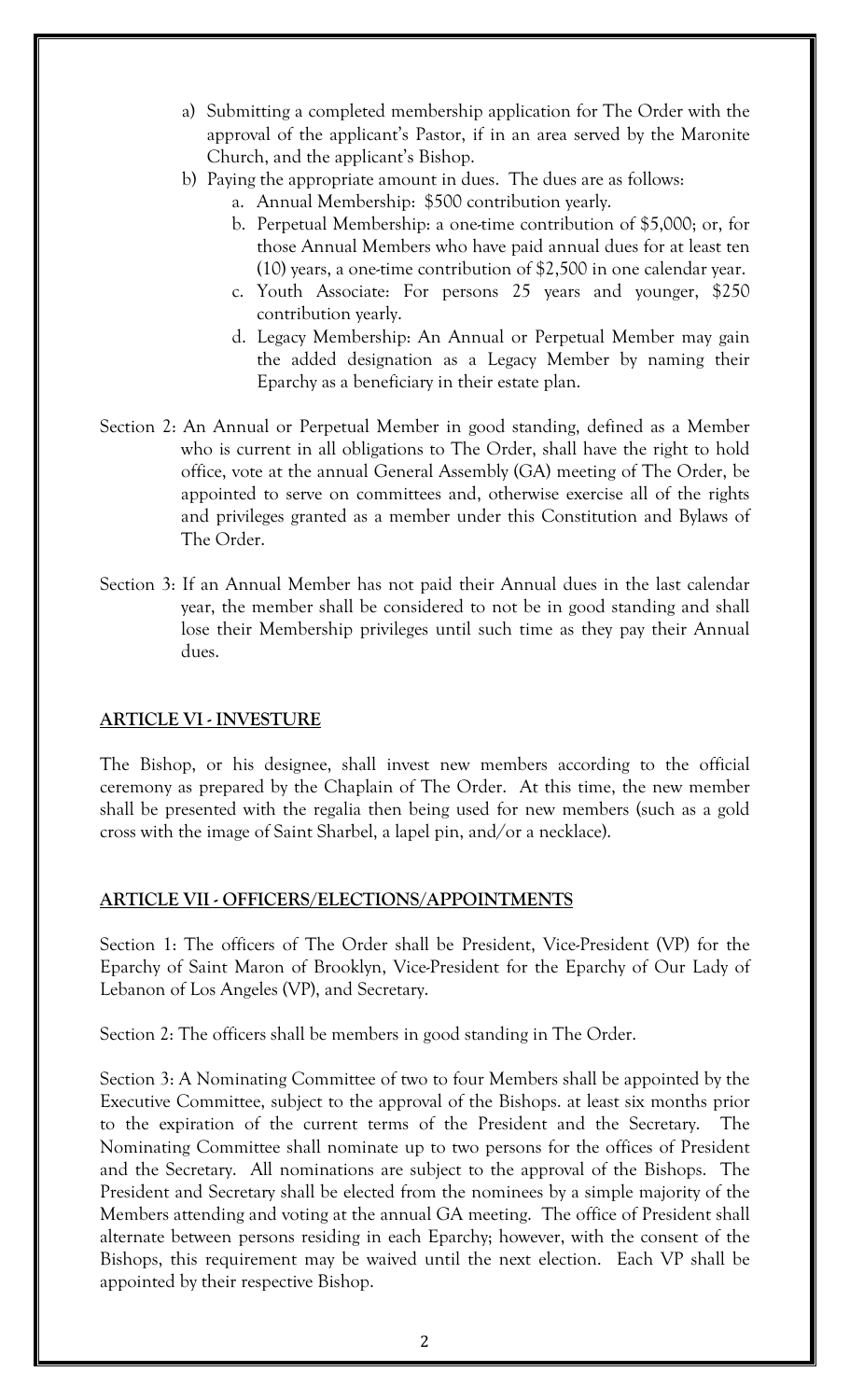a) Submitting a completed membership application for The Order with the approval of the applicant's Pastor, if in an area served by the Maronite Church, and the applicant's Bishop.

b) Paying the appropriate amount in dues. The dues are as follows:

   a. Annual Membership: $500 contribution yearly.

   b. Perpetual Membership: a one-time contribution of $5,000; or, for those Annual Members who have paid annual dues for at least ten (10) years, a one-time contribution of $2,500 in one calendar year.

   c. Youth Associate: For persons 25 years and younger, $250 contribution yearly.

   d. Legacy Membership: An Annual or Perpetual Member may gain the added designation as a Legacy Member by naming their Eparchy as a beneficiary in their estate plan.

Section 2: An Annual or Perpetual Member in good standing, defined as a Member who is current in all obligations to The Order, shall have the right to hold office, vote at the annual General Assembly (GA) meeting of The Order, be appointed to serve on committees and, otherwise exercise all of the rights and privileges granted as a member under this Constitution and Bylaws of The Order.

Section 3: If an Annual Member has not paid their Annual dues in the last calendar year, the member shall be considered to not be in good standing and shall lose their Membership privileges until such time as they pay their Annual dues.

## ARTICLE VI - INVESTURE

The Bishop, or his designee, shall invest new members according to the official ceremony as prepared by the Chaplain of The Order. At this time, the new member shall be presented with the regalia then being used for new members (such as a gold cross with the image of Saint Sharbel, a lapel pin, and/or a necklace).

## ARTICLE VII - OFFICERS/ELECTIONS/APPOINTMENTS

Section 1: The officers of The Order shall be President, Vice-President (VP) for the Eparchy of Saint Maron of Brooklyn, Vice-President for the Eparchy of Our Lady of Lebanon of Los Angeles (VP), and Secretary.

Section 2: The officers shall be members in good standing in The Order.

Section 3: A Nominating Committee of two to four Members shall be appointed by the Executive Committee, subject to the approval of the Bishops. at least six months prior to the expiration of the current terms of the President and the Secretary. The Nominating Committee shall nominate up to two persons for the offices of President and the Secretary. All nominations are subject to the approval of the Bishops. The President and Secretary shall be elected from the nominees by a simple majority of the Members attending and voting at the annual GA meeting. The office of President shall alternate between persons residing in each Eparchy; however, with the consent of the Bishops, this requirement may be waived until the next election. Each VP shall be appointed by their respective Bishop.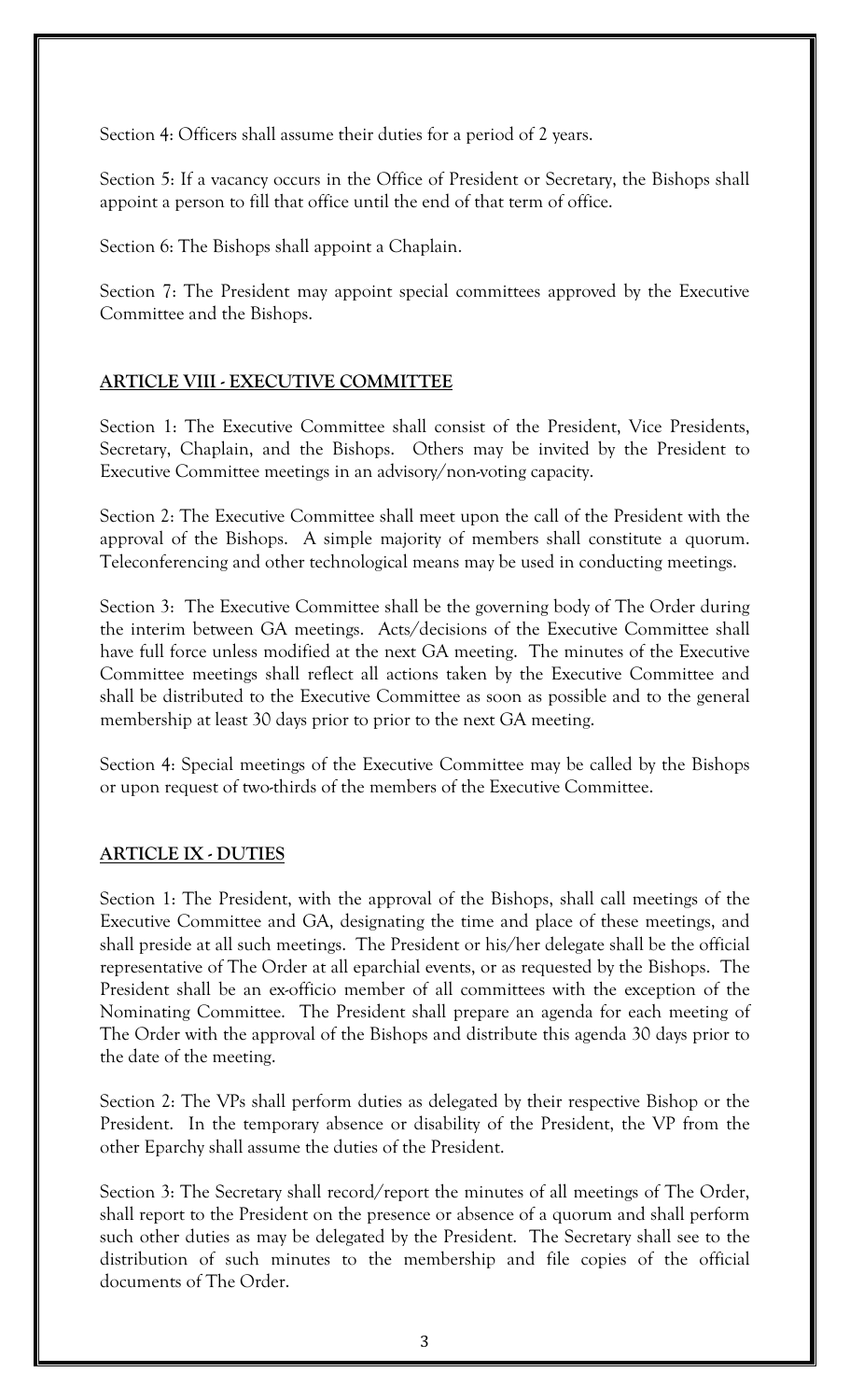Section 4: Officers shall assume their duties for a period of 2 years.

Section 5: If a vacancy occurs in the Office of President or Secretary, the Bishops shall appoint a person to fill that office until the end of that term of office.

Section 6: The Bishops shall appoint a Chaplain.

Section 7: The President may appoint special committees approved by the Executive Committee and the Bishops.

## **ARTICLE VIII - EXECUTIVE COMMITTEE**

Section 1: The Executive Committee shall consist of the President, Vice Presidents, Secretary, Chaplain, and the Bishops. Others may be invited by the President to Executive Committee meetings in an advisory/non-voting capacity.

Section 2: The Executive Committee shall meet upon the call of the President with the approval of the Bishops. A simple majority of members shall constitute a quorum. Teleconferencing and other technological means may be used in conducting meetings.

Section 3: The Executive Committee shall be the governing body of The Order during the interim between GA meetings. Acts/decisions of the Executive Committee shall have full force unless modified at the next GA meeting. The minutes of the Executive Committee meetings shall reflect all actions taken by the Executive Committee and shall be distributed to the Executive Committee as soon as possible and to the general membership at least 30 days prior to prior to the next GA meeting.

Section 4: Special meetings of the Executive Committee may be called by the Bishops or upon request of two-thirds of the members of the Executive Committee.

## **ARTICLE IX - DUTIES**

Section 1: The President, with the approval of the Bishops, shall call meetings of the Executive Committee and GA, designating the time and place of these meetings, and shall preside at all such meetings. The President or his/her delegate shall be the official representative of The Order at all eparchial events, or as requested by the Bishops. The President shall be an ex-officio member of all committees with the exception of the Nominating Committee. The President shall prepare an agenda for each meeting of The Order with the approval of the Bishops and distribute this agenda 30 days prior to the date of the meeting.

Section 2: The VPs shall perform duties as delegated by their respective Bishop or the President. In the temporary absence or disability of the President, the VP from the other Eparchy shall assume the duties of the President.

Section 3: The Secretary shall record/report the minutes of all meetings of The Order, shall report to the President on the presence or absence of a quorum and shall perform such other duties as may be delegated by the President. The Secretary shall see to the distribution of such minutes to the membership and file copies of the official documents of The Order.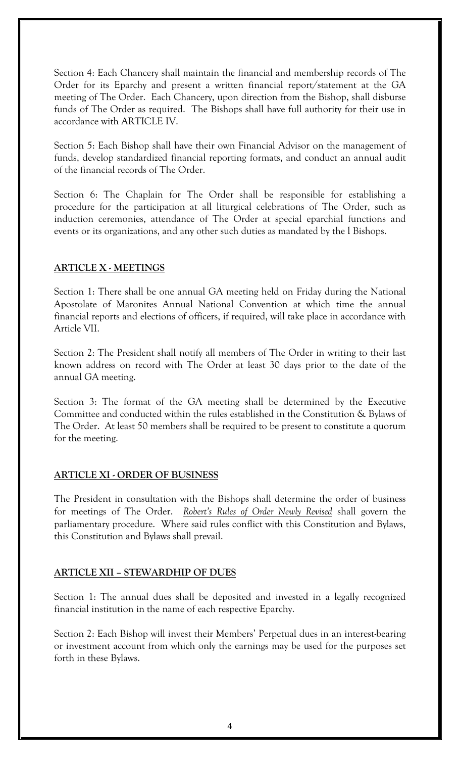Section 4: Each Chancery shall maintain the financial and membership records of The Order for its Eparchy and present a written financial report/statement at the GA meeting of The Order. Each Chancery, upon direction from the Bishop, shall disburse funds of The Order as required. The Bishops shall have full authority for their use in accordance with ARTICLE IV.

Section 5: Each Bishop shall have their own Financial Advisor on the management of funds, develop standardized financial reporting formats, and conduct an annual audit of the financial records of The Order.

Section 6: The Chaplain for The Order shall be responsible for establishing a procedure for the participation at all liturgical celebrations of The Order, such as induction ceremonies, attendance of The Order at special eparchial functions and events or its organizations, and any other such duties as mandated by the l Bishops.

## ARTICLE X - MEETINGS

Section 1: There shall be one annual GA meeting held on Friday during the National Apostolate of Maronites Annual National Convention at which time the annual financial reports and elections of officers, if required, will take place in accordance with Article VII.

Section 2: The President shall notify all members of The Order in writing to their last known address on record with The Order at least 30 days prior to the date of the annual GA meeting.

Section 3: The format of the GA meeting shall be determined by the Executive Committee and conducted within the rules established in the Constitution & Bylaws of The Order. At least 50 members shall be required to be present to constitute a quorum for the meeting.

## ARTICLE XI - ORDER OF BUSINESS

The President in consultation with the Bishops shall determine the order of business for meetings of The Order. *Robert's Rules of Order Newly Revised* shall govern the parliamentary procedure. Where said rules conflict with this Constitution and Bylaws, this Constitution and Bylaws shall prevail.

## ARTICLE XII – STEWARDHIP OF DUES

Section 1: The annual dues shall be deposited and invested in a legally recognized financial institution in the name of each respective Eparchy.

Section 2: Each Bishop will invest their Members' Perpetual dues in an interest-bearing or investment account from which only the earnings may be used for the purposes set forth in these Bylaws.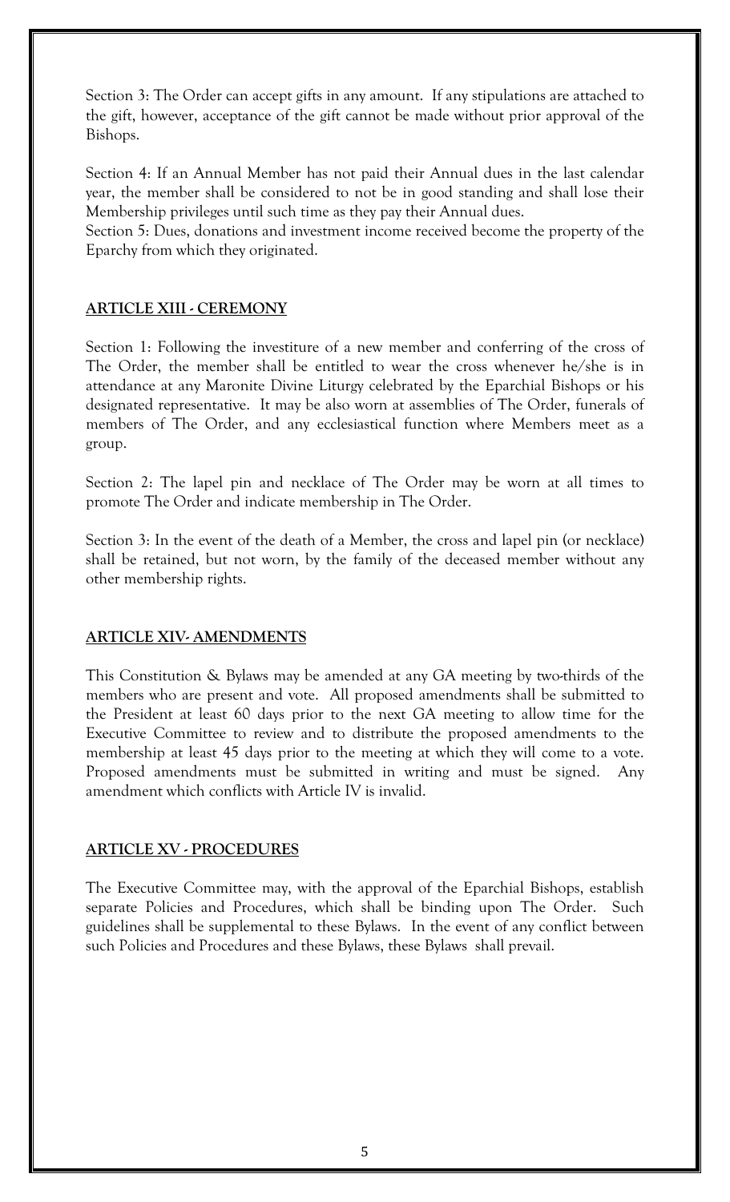Section 3: The Order can accept gifts in any amount. If any stipulations are attached to the gift, however, acceptance of the gift cannot be made without prior approval of the Bishops.

Section 4: If an Annual Member has not paid their Annual dues in the last calendar year, the member shall be considered to not be in good standing and shall lose their Membership privileges until such time as they pay their Annual dues.

Section 5: Dues, donations and investment income received become the property of the Eparchy from which they originated.

## ARTICLE XIII - CEREMONY

Section 1: Following the investiture of a new member and conferring of the cross of The Order, the member shall be entitled to wear the cross whenever he/she is in attendance at any Maronite Divine Liturgy celebrated by the Eparchial Bishops or his designated representative. It may be also worn at assemblies of The Order, funerals of members of The Order, and any ecclesiastical function where Members meet as a group.

Section 2: The lapel pin and necklace of The Order may be worn at all times to promote The Order and indicate membership in The Order.

Section 3: In the event of the death of a Member, the cross and lapel pin (or necklace) shall be retained, but not worn, by the family of the deceased member without any other membership rights.

## ARTICLE XIV- AMENDMENTS

This Constitution & Bylaws may be amended at any GA meeting by two-thirds of the members who are present and vote. All proposed amendments shall be submitted to the President at least 60 days prior to the next GA meeting to allow time for the Executive Committee to review and to distribute the proposed amendments to the membership at least 45 days prior to the meeting at which they will come to a vote. Proposed amendments must be submitted in writing and must be signed. Any amendment which conflicts with Article IV is invalid.

## ARTICLE XV - PROCEDURES

The Executive Committee may, with the approval of the Eparchial Bishops, establish separate Policies and Procedures, which shall be binding upon The Order. Such guidelines shall be supplemental to these Bylaws. In the event of any conflict between such Policies and Procedures and these Bylaws, these Bylaws shall prevail.